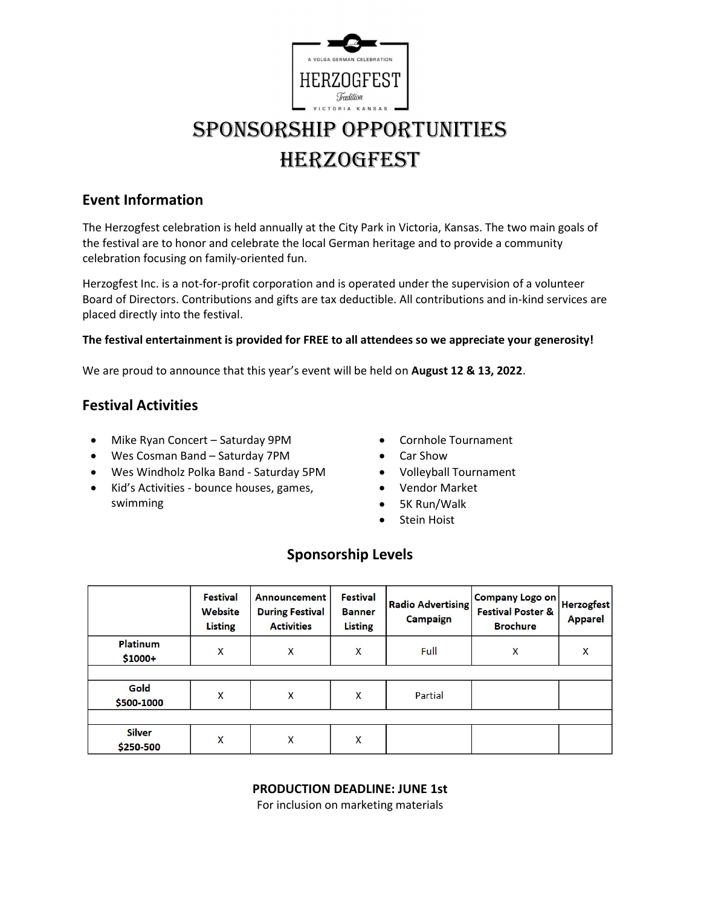A VOLGA GERMAN CELEBRATION

HERZOGFEST

*Tradition*

VICTORIA KANSAS

# SPONSORSHIP OPPORTUNITIES HERZOGFEST

## Event Information

The Herzogfest celebration is held annually at the City Park in Victoria, Kansas. The two main goals of the festival are to honor and celebrate the local German heritage and to provide a community celebration focusing on family-oriented fun.

Herzogfest Inc. is a not-for-profit corporation and is operated under the supervision of a volunteer Board of Directors. Contributions and gifts are tax deductible. All contributions and in-kind services are placed directly into the festival.

**The festival entertainment is provided for FREE to all attendees so we appreciate your generosity!**

We are proud to announce that this year's event will be held on **August 12 & 13, 2022**.

## Festival Activities

- Mike Ryan Concert – Saturday 9PM
- Wes Cosman Band – Saturday 7PM
- Wes Windholz Polka Band - Saturday 5PM
- Kid's Activities - bounce houses, games, swimming
- Cornhole Tournament
- Car Show
- Volleyball Tournament
- Vendor Market
- 5K Run/Walk
- Stein Hoist

### Sponsorship Levels

| | Festival Website Listing | Announcement During Festival Activities | Festival Banner Listing | Radio Advertising Campaign | Company Logo on Festival Poster & Brochure | Herzogfest Apparel |
|---|---|---|---|---|---|---|
| **Platinum $1000+** | X | X | X | Full | X | X |
| **Gold $500-1000** | X | X | X | Partial | | |
| **Silver $250-500** | X | X | X | | | |

**PRODUCTION DEADLINE: JUNE 1st**

For inclusion on marketing materials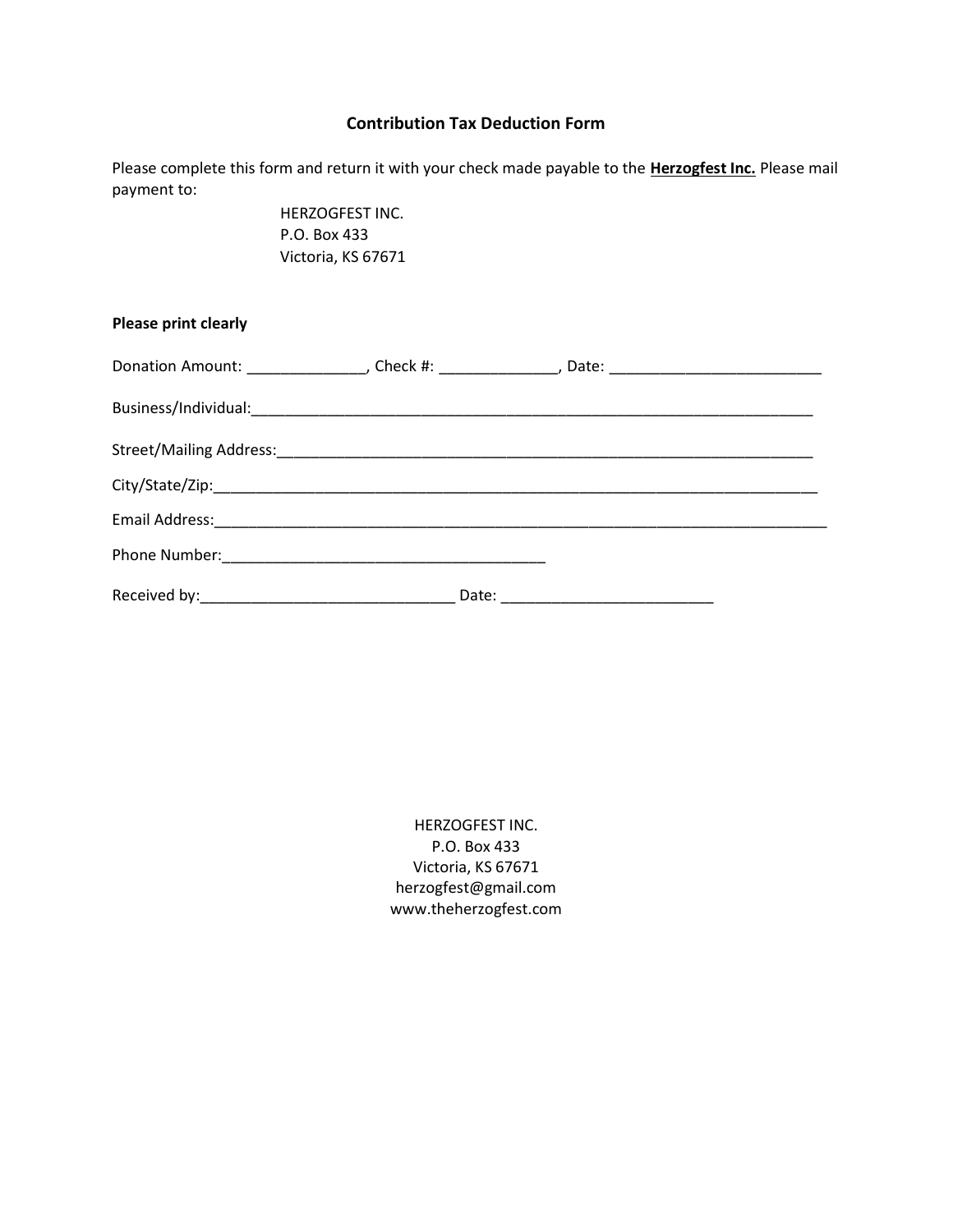## Contribution Tax Deduction Form

Please complete this form and return it with your check made payable to the **Herzogfest Inc.** Please mail payment to:

HERZOGFEST INC.
P.O. Box 433
Victoria, KS 67671

**Please print clearly**

Donation Amount: ______________, Check #: ______________, Date: _________________________

Business/Individual:_____________________________________________________________________

Street/Mailing Address:__________________________________________________________________

City/State/Zip:___________________________________________________________________________

Email Address:___________________________________________________________________________

Phone Number:_______________________________________

Received by:______________________________ Date: _________________________

HERZOGFEST INC.
P.O. Box 433
Victoria, KS 67671
herzogfest@gmail.com
www.theherzogfest.com